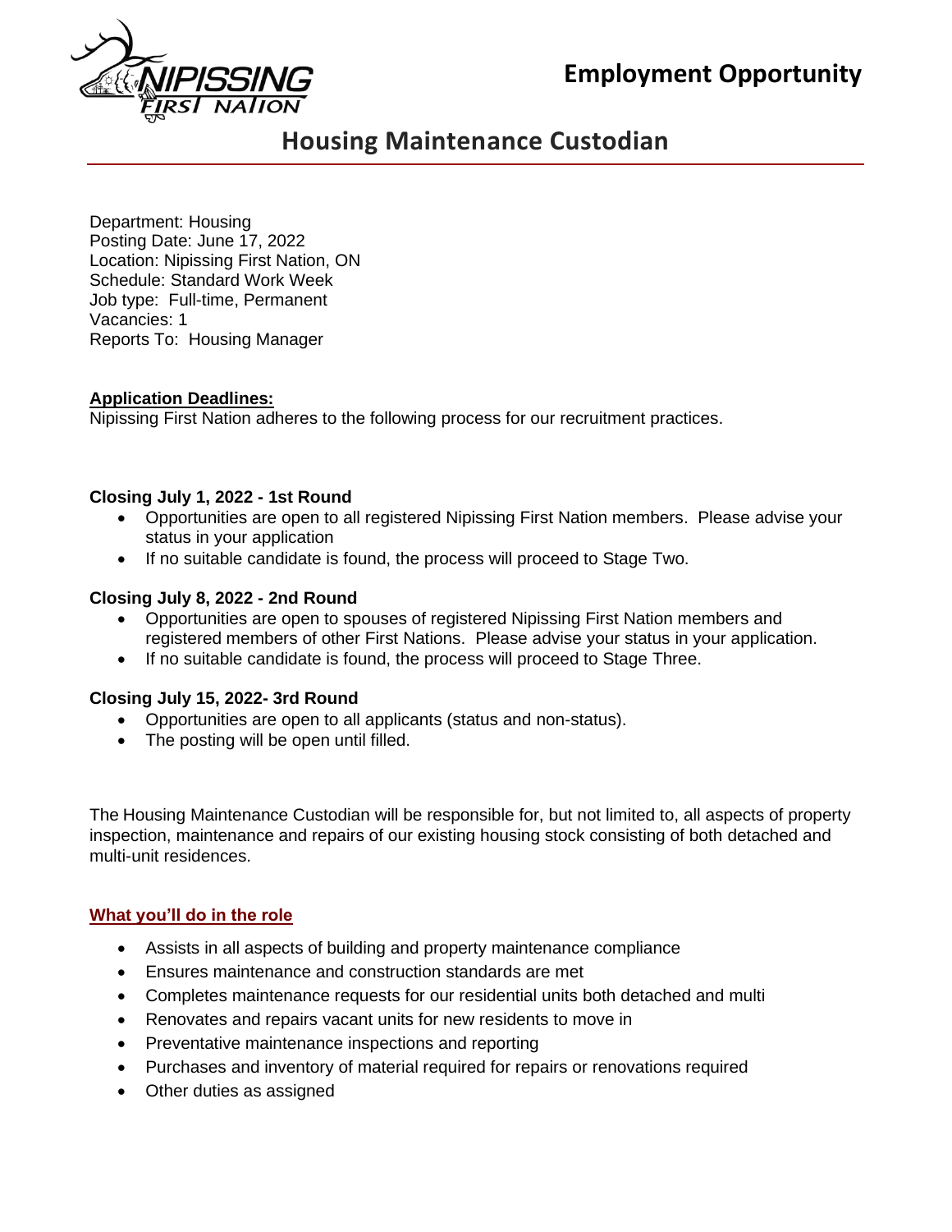# Employment Opportunity

## Housing Maintenance Custodian

Department: Housing
Posting Date: June 17, 2022
Location: Nipissing First Nation, ON
Schedule: Standard Work Week
Job type: Full-time, Permanent
Vacancies: 1
Reports To: Housing Manager

**Application Deadlines:**

Nipissing First Nation adheres to the following process for our recruitment practices.

**Closing July 1, 2022 - 1st Round**

- Opportunities are open to all registered Nipissing First Nation members. Please advise your status in your application
- If no suitable candidate is found, the process will proceed to Stage Two.

**Closing July 8, 2022 - 2nd Round**

- Opportunities are open to spouses of registered Nipissing First Nation members and registered members of other First Nations. Please advise your status in your application.
- If no suitable candidate is found, the process will proceed to Stage Three.

**Closing July 15, 2022- 3rd Round**

- Opportunities are open to all applicants (status and non-status).
- The posting will be open until filled.

The Housing Maintenance Custodian will be responsible for, but not limited to, all aspects of property inspection, maintenance and repairs of our existing housing stock consisting of both detached and multi-unit residences.

### What you'll do in the role

- Assists in all aspects of building and property maintenance compliance
- Ensures maintenance and construction standards are met
- Completes maintenance requests for our residential units both detached and multi
- Renovates and repairs vacant units for new residents to move in
- Preventative maintenance inspections and reporting
- Purchases and inventory of material required for repairs or renovations required
- Other duties as assigned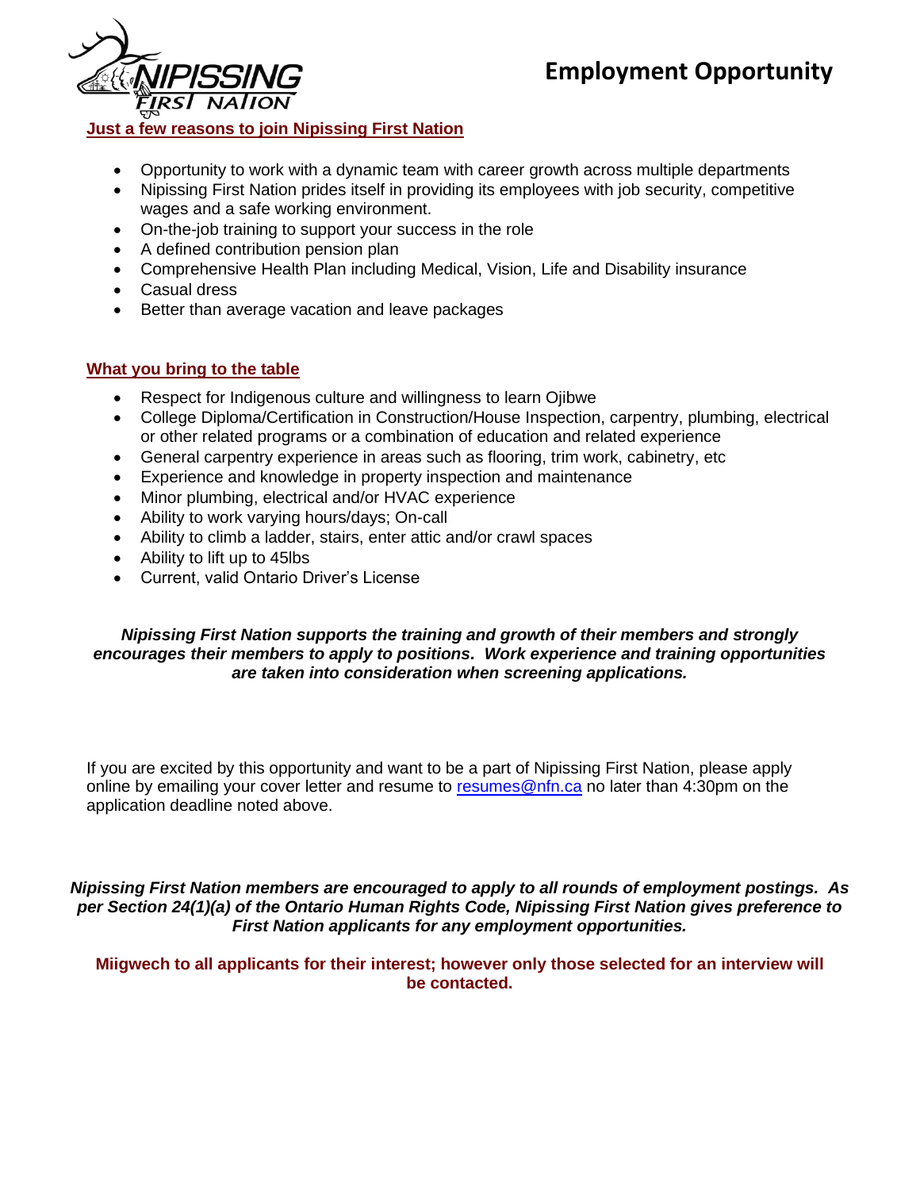# Employment Opportunity

## Just a few reasons to join Nipissing First Nation

- Opportunity to work with a dynamic team with career growth across multiple departments
- Nipissing First Nation prides itself in providing its employees with job security, competitive wages and a safe working environment.
- On-the-job training to support your success in the role
- A defined contribution pension plan
- Comprehensive Health Plan including Medical, Vision, Life and Disability insurance
- Casual dress
- Better than average vacation and leave packages

## What you bring to the table

- Respect for Indigenous culture and willingness to learn Ojibwe
- College Diploma/Certification in Construction/House Inspection, carpentry, plumbing, electrical or other related programs or a combination of education and related experience
- General carpentry experience in areas such as flooring, trim work, cabinetry, etc
- Experience and knowledge in property inspection and maintenance
- Minor plumbing, electrical and/or HVAC experience
- Ability to work varying hours/days; On-call
- Ability to climb a ladder, stairs, enter attic and/or crawl spaces
- Ability to lift up to 45lbs
- Current, valid Ontario Driver's License

***Nipissing First Nation supports the training and growth of their members and strongly encourages their members to apply to positions. Work experience and training opportunities are taken into consideration when screening applications.***

If you are excited by this opportunity and want to be a part of Nipissing First Nation, please apply online by emailing your cover letter and resume to resumes@nfn.ca no later than 4:30pm on the application deadline noted above.

***Nipissing First Nation members are encouraged to apply to all rounds of employment postings. As per Section 24(1)(a) of the Ontario Human Rights Code, Nipissing First Nation gives preference to First Nation applicants for any employment opportunities.***

**Miigwech to all applicants for their interest; however only those selected for an interview will be contacted.**